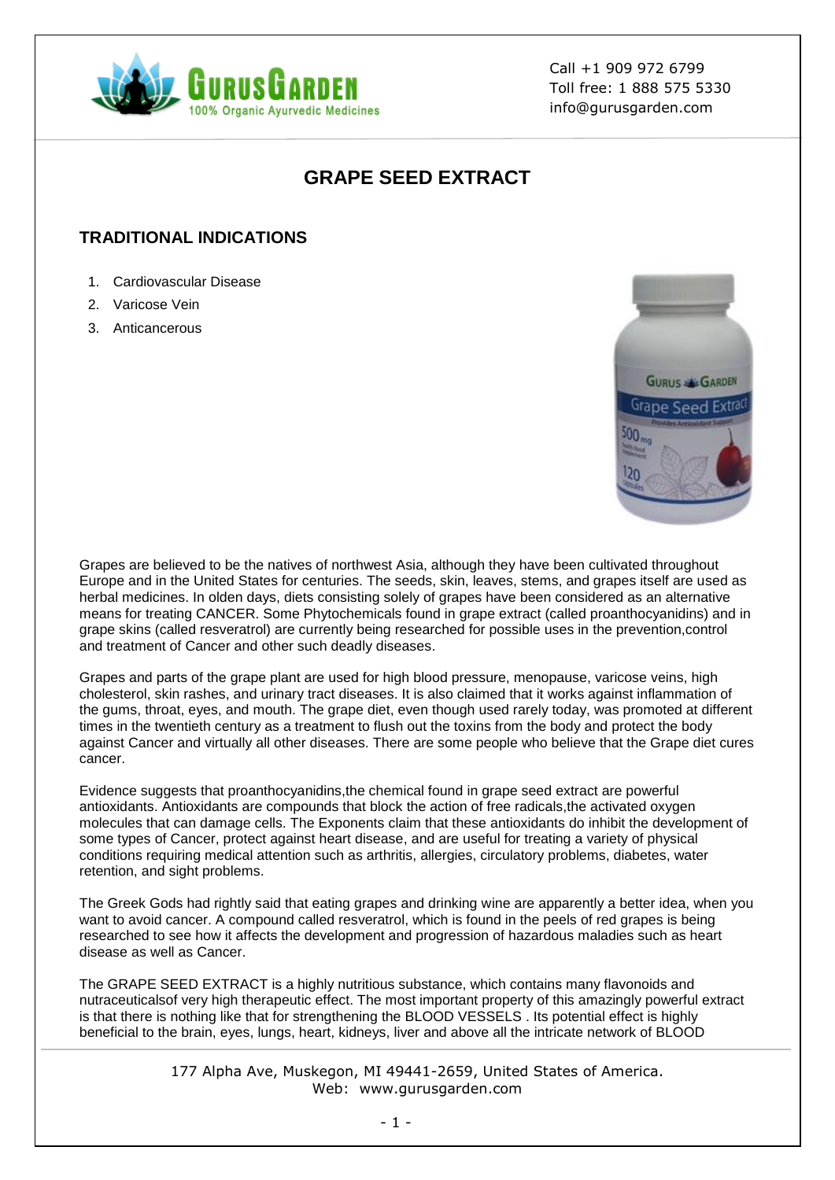Call +1 909 972 6799
Toll free: 1 888 575 5330
info@gurusgarden.com

# GRAPE SEED EXTRACT

## TRADITIONAL INDICATIONS

1. Cardiovascular Disease
2. Varicose Vein
3. Anticancerous

Grapes are believed to be the natives of northwest Asia, although they have been cultivated throughout Europe and in the United States for centuries. The seeds, skin, leaves, stems, and grapes itself are used as herbal medicines. In olden days, diets consisting solely of grapes have been considered as an alternative means for treating CANCER. Some Phytochemicals found in grape extract (called proanthocyanidins) and in grape skins (called resveratrol) are currently being researched for possible uses in the prevention,control and treatment of Cancer and other such deadly diseases.

Grapes and parts of the grape plant are used for high blood pressure, menopause, varicose veins, high cholesterol, skin rashes, and urinary tract diseases. It is also claimed that it works against inflammation of the gums, throat, eyes, and mouth. The grape diet, even though used rarely today, was promoted at different times in the twentieth century as a treatment to flush out the toxins from the body and protect the body against Cancer and virtually all other diseases. There are some people who believe that the Grape diet cures cancer.

Evidence suggests that proanthocyanidins,the chemical found in grape seed extract are powerful antioxidants. Antioxidants are compounds that block the action of free radicals,the activated oxygen molecules that can damage cells. The Exponents claim that these antioxidants do inhibit the development of some types of Cancer, protect against heart disease, and are useful for treating a variety of physical conditions requiring medical attention such as arthritis, allergies, circulatory problems, diabetes, water retention, and sight problems.

The Greek Gods had rightly said that eating grapes and drinking wine are apparently a better idea, when you want to avoid cancer. A compound called resveratrol, which is found in the peels of red grapes is being researched to see how it affects the development and progression of hazardous maladies such as heart disease as well as Cancer.

The GRAPE SEED EXTRACT is a highly nutritious substance, which contains many flavonoids and nutraceuticalsof very high therapeutic effect. The most important property of this amazingly powerful extract is that there is nothing like that for strengthening the BLOOD VESSELS . Its potential effect is highly beneficial to the brain, eyes, lungs, heart, kidneys, liver and above all the intricate network of BLOOD

177 Alpha Ave, Muskegon, MI 49441-2659, United States of America.
Web: www.gurusgarden.com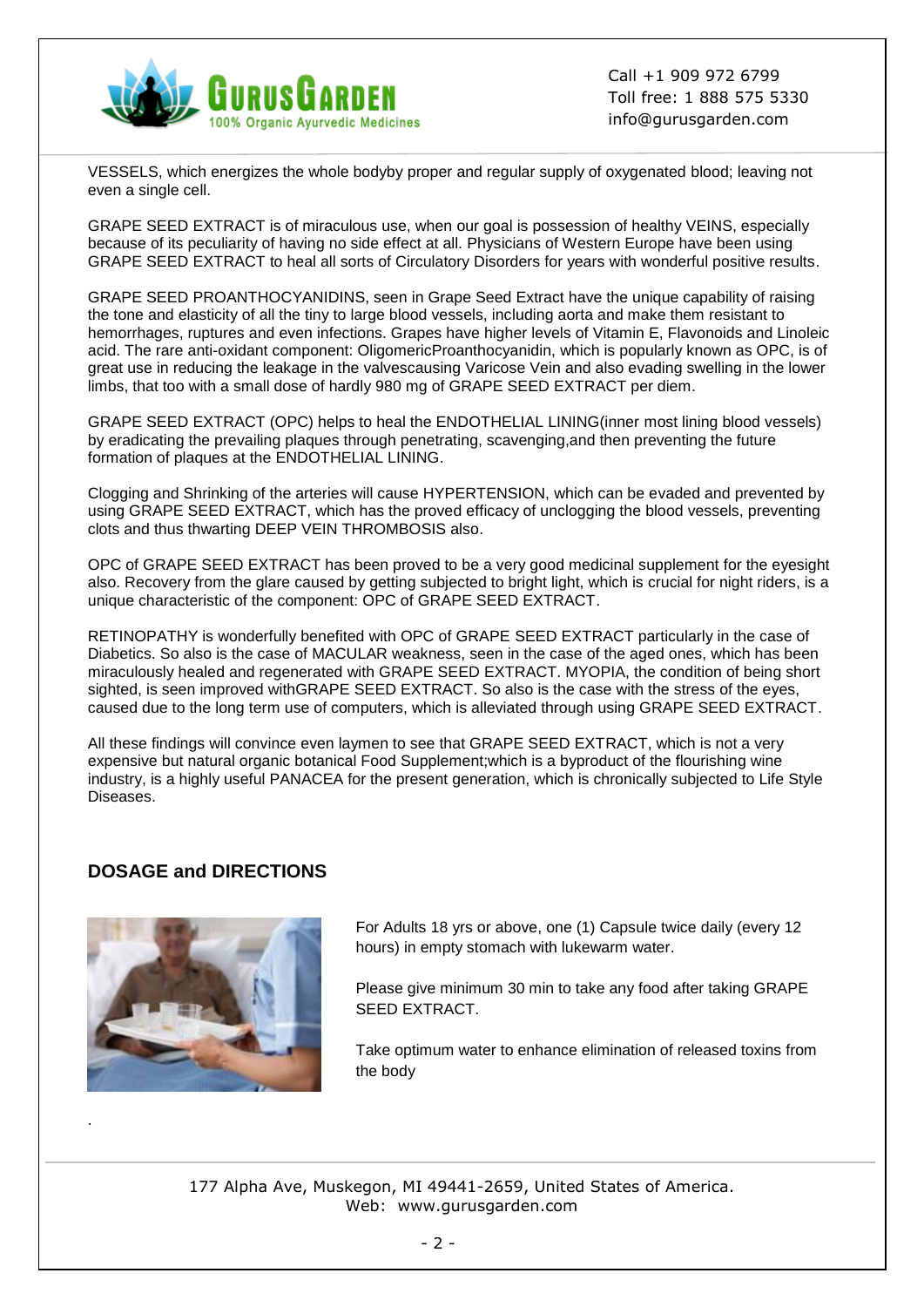VESSELS, which energizes the whole bodyby proper and regular supply of oxygenated blood; leaving not even a single cell.

GRAPE SEED EXTRACT is of miraculous use, when our goal is possession of healthy VEINS, especially because of its peculiarity of having no side effect at all. Physicians of Western Europe have been using GRAPE SEED EXTRACT to heal all sorts of Circulatory Disorders for years with wonderful positive results.

GRAPE SEED PROANTHOCYANIDINS, seen in Grape Seed Extract have the unique capability of raising the tone and elasticity of all the tiny to large blood vessels, including aorta and make them resistant to hemorrhages, ruptures and even infections. Grapes have higher levels of Vitamin E, Flavonoids and Linoleic acid. The rare anti-oxidant component: OligomericProanthocyanidin, which is popularly known as OPC, is of great use in reducing the leakage in the valvescausing Varicose Vein and also evading swelling in the lower limbs, that too with a small dose of hardly 980 mg of GRAPE SEED EXTRACT per diem.

GRAPE SEED EXTRACT (OPC) helps to heal the ENDOTHELIAL LINING(inner most lining blood vessels) by eradicating the prevailing plaques through penetrating, scavenging,and then preventing the future formation of plaques at the ENDOTHELIAL LINING.

Clogging and Shrinking of the arteries will cause HYPERTENSION, which can be evaded and prevented by using GRAPE SEED EXTRACT, which has the proved efficacy of unclogging the blood vessels, preventing clots and thus thwarting DEEP VEIN THROMBOSIS also.

OPC of GRAPE SEED EXTRACT has been proved to be a very good medicinal supplement for the eyesight also. Recovery from the glare caused by getting subjected to bright light, which is crucial for night riders, is a unique characteristic of the component: OPC of GRAPE SEED EXTRACT.

RETINOPATHY is wonderfully benefited with OPC of GRAPE SEED EXTRACT particularly in the case of Diabetics. So also is the case of MACULAR weakness, seen in the case of the aged ones, which has been miraculously healed and regenerated with GRAPE SEED EXTRACT. MYOPIA, the condition of being short sighted, is seen improved withGRAPE SEED EXTRACT. So also is the case with the stress of the eyes, caused due to the long term use of computers, which is alleviated through using GRAPE SEED EXTRACT.

All these findings will convince even laymen to see that GRAPE SEED EXTRACT, which is not a very expensive but natural organic botanical Food Supplement;which is a byproduct of the flourishing wine industry, is a highly useful PANACEA for the present generation, which is chronically subjected to Life Style Diseases.

## DOSAGE and DIRECTIONS

For Adults 18 yrs or above, one (1) Capsule twice daily (every 12 hours) in empty stomach with lukewarm water.

Please give minimum 30 min to take any food after taking GRAPE SEED EXTRACT.

Take optimum water to enhance elimination of released toxins from the body

.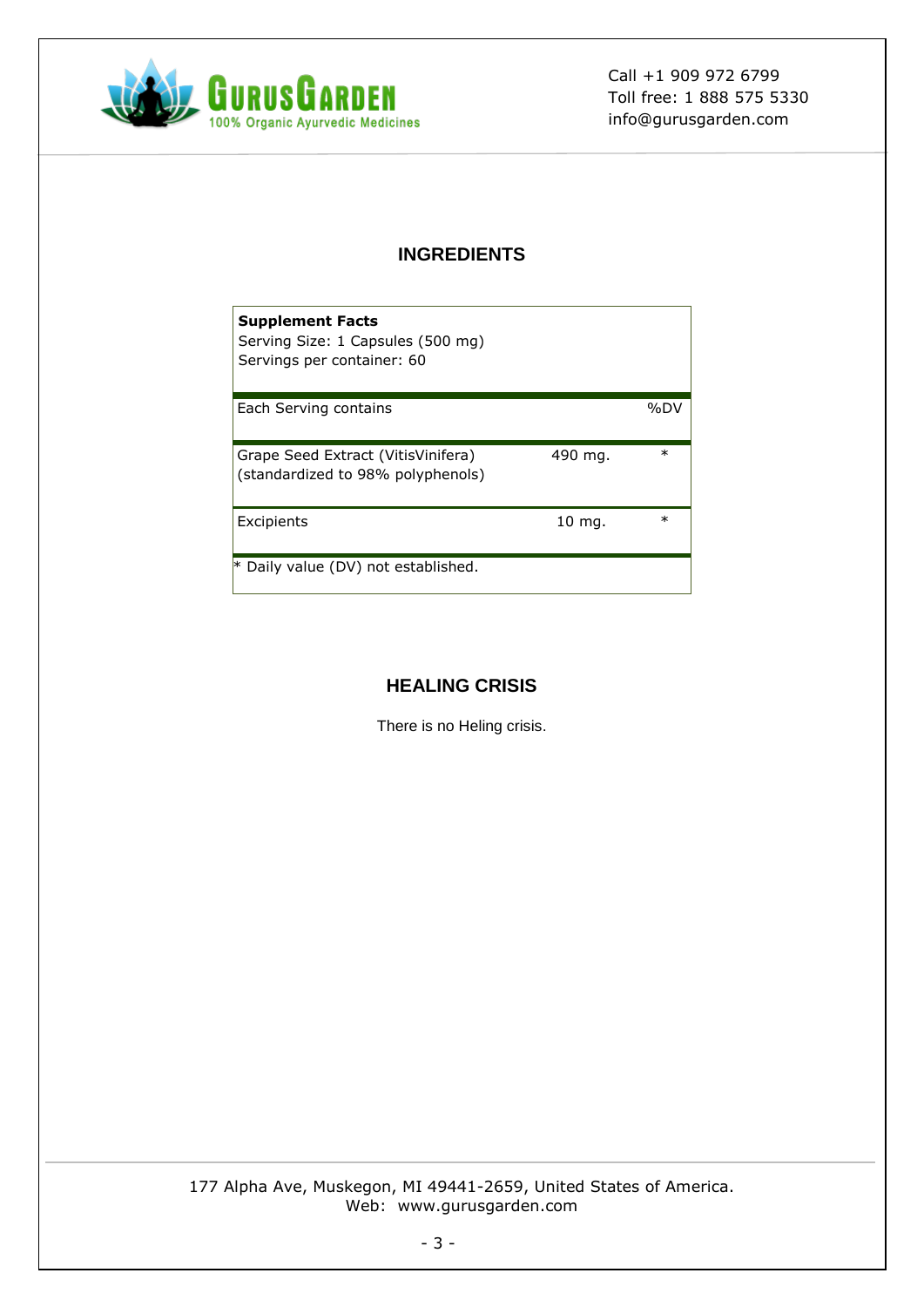## INGREDIENTS

| | | |
|---|---|---|
| **Supplement Facts**<br>Serving Size: 1 Capsules (500 mg)<br>Servings per container: 60 | | |
| Each Serving contains | | %DV |
| Grape Seed Extract (VitisVinifera)<br>(standardized to 98% polyphenols) | 490 mg. | * |
| Excipients | 10 mg. | * |
| * Daily value (DV) not established. | | |

## HEALING CRISIS

There is no Heling crisis.